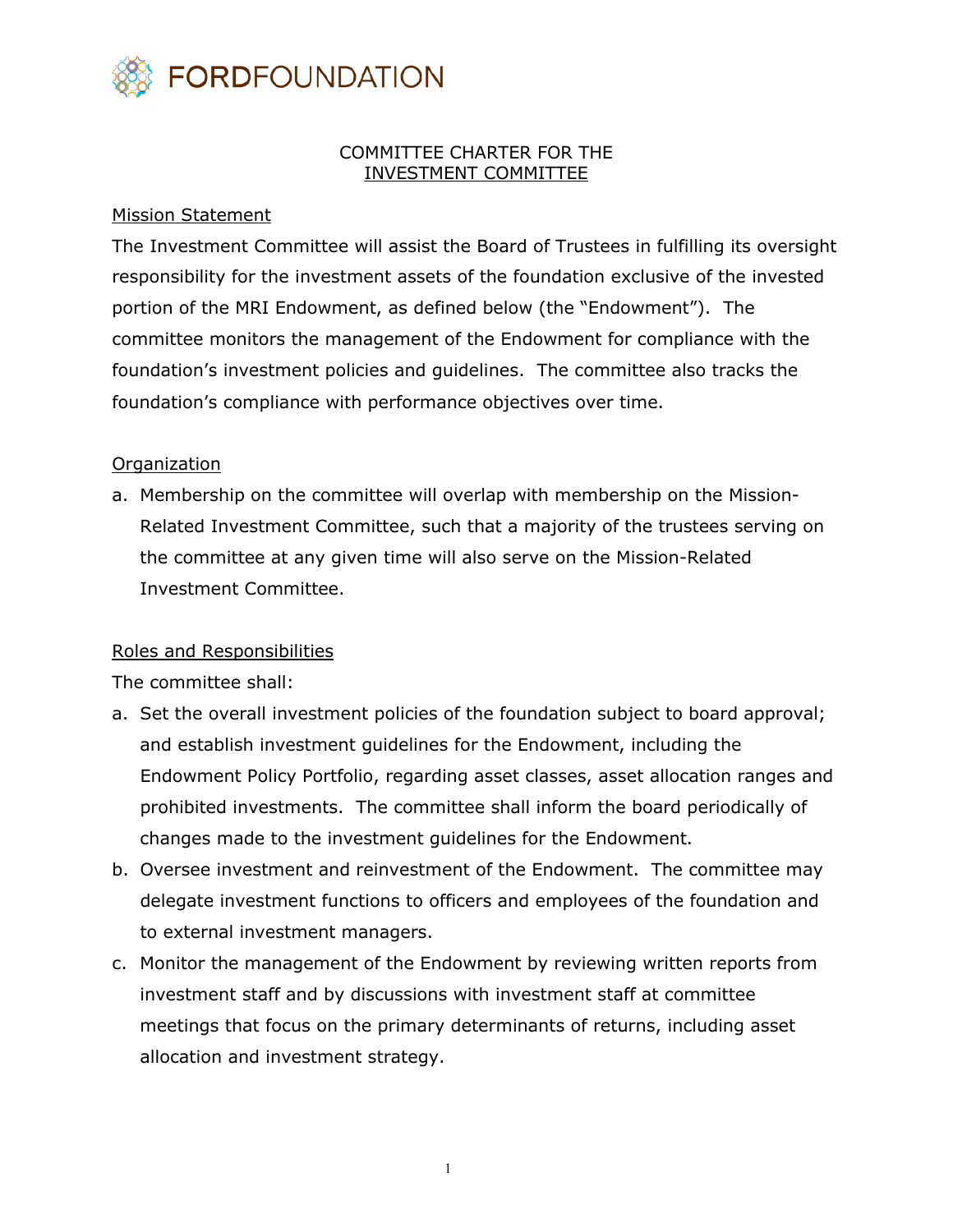FORDFOUNDATION

# COMMITTEE CHARTER FOR THE INVESTMENT COMMITTEE

## Mission Statement

The Investment Committee will assist the Board of Trustees in fulfilling its oversight responsibility for the investment assets of the foundation exclusive of the invested portion of the MRI Endowment, as defined below (the "Endowment"). The committee monitors the management of the Endowment for compliance with the foundation's investment policies and guidelines. The committee also tracks the foundation's compliance with performance objectives over time.

## Organization

a. Membership on the committee will overlap with membership on the Mission-Related Investment Committee, such that a majority of the trustees serving on the committee at any given time will also serve on the Mission-Related Investment Committee.

## Roles and Responsibilities

The committee shall:

a. Set the overall investment policies of the foundation subject to board approval; and establish investment guidelines for the Endowment, including the Endowment Policy Portfolio, regarding asset classes, asset allocation ranges and prohibited investments. The committee shall inform the board periodically of changes made to the investment guidelines for the Endowment.

b. Oversee investment and reinvestment of the Endowment. The committee may delegate investment functions to officers and employees of the foundation and to external investment managers.

c. Monitor the management of the Endowment by reviewing written reports from investment staff and by discussions with investment staff at committee meetings that focus on the primary determinants of returns, including asset allocation and investment strategy.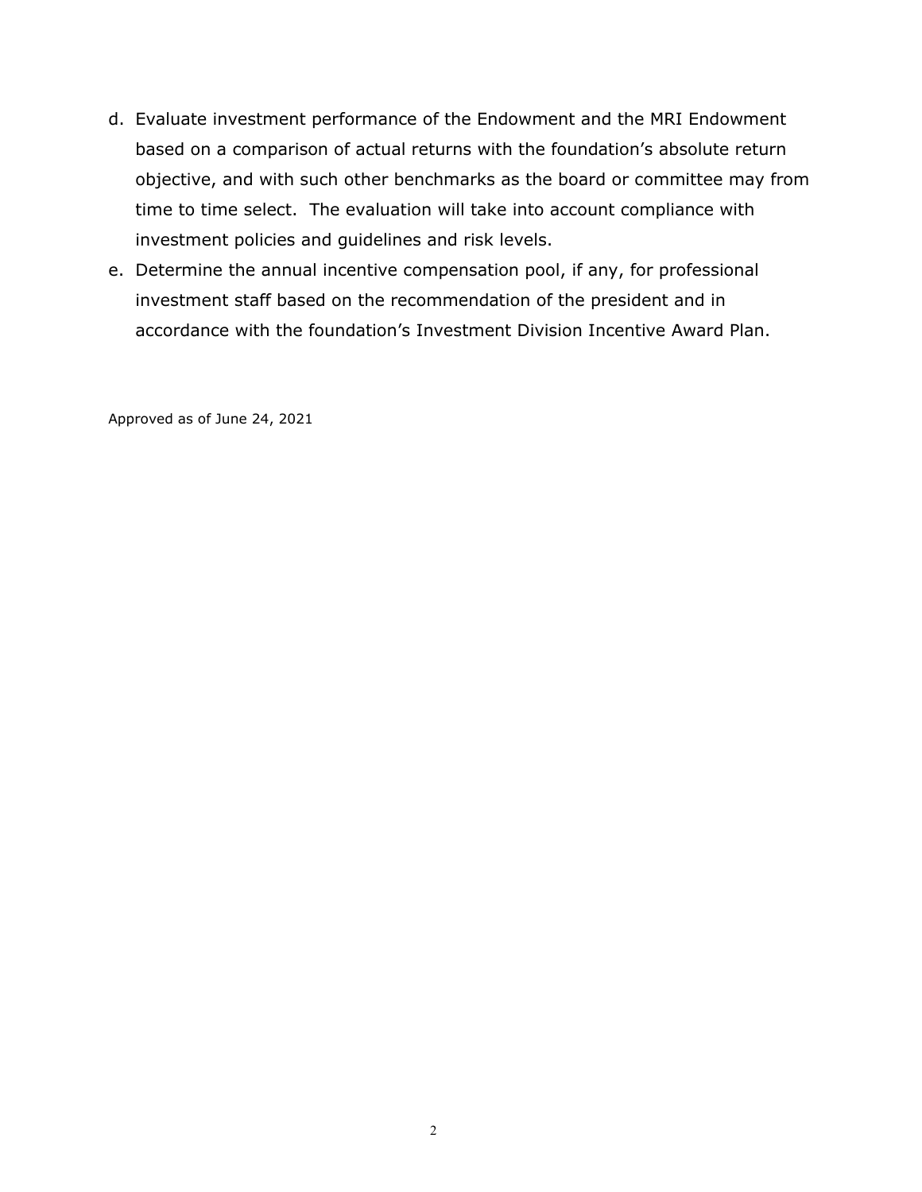d. Evaluate investment performance of the Endowment and the MRI Endowment based on a comparison of actual returns with the foundation's absolute return objective, and with such other benchmarks as the board or committee may from time to time select. The evaluation will take into account compliance with investment policies and guidelines and risk levels.

e. Determine the annual incentive compensation pool, if any, for professional investment staff based on the recommendation of the president and in accordance with the foundation's Investment Division Incentive Award Plan.

Approved as of June 24, 2021